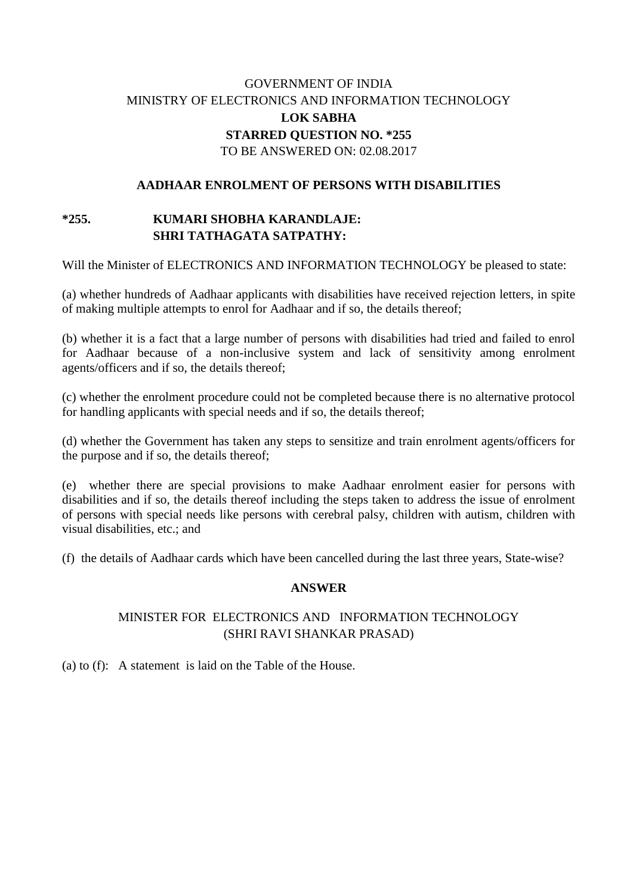GOVERNMENT OF INDIA

MINISTRY OF ELECTRONICS AND INFORMATION TECHNOLOGY

**LOK SABHA**

**STARRED QUESTION NO. *255**

TO BE ANSWERED ON: 02.08.2017

**AADHAAR ENROLMENT OF PERSONS WITH DISABILITIES**

**\*255. KUMARI SHOBHA KARANDLAJE:**
**SHRI TATHAGATA SATPATHY:**

Will the Minister of ELECTRONICS AND INFORMATION TECHNOLOGY be pleased to state:

(a) whether hundreds of Aadhaar applicants with disabilities have received rejection letters, in spite of making multiple attempts to enrol for Aadhaar and if so, the details thereof;

(b) whether it is a fact that a large number of persons with disabilities had tried and failed to enrol for Aadhaar because of a non-inclusive system and lack of sensitivity among enrolment agents/officers and if so, the details thereof;

(c) whether the enrolment procedure could not be completed because there is no alternative protocol for handling applicants with special needs and if so, the details thereof;

(d) whether the Government has taken any steps to sensitize and train enrolment agents/officers for the purpose and if so, the details thereof;

(e) whether there are special provisions to make Aadhaar enrolment easier for persons with disabilities and if so, the details thereof including the steps taken to address the issue of enrolment of persons with special needs like persons with cerebral palsy, children with autism, children with visual disabilities, etc.; and

(f) the details of Aadhaar cards which have been cancelled during the last three years, State-wise?

**ANSWER**

MINISTER FOR ELECTRONICS AND INFORMATION TECHNOLOGY
(SHRI RAVI SHANKAR PRASAD)

(a) to (f): A statement is laid on the Table of the House.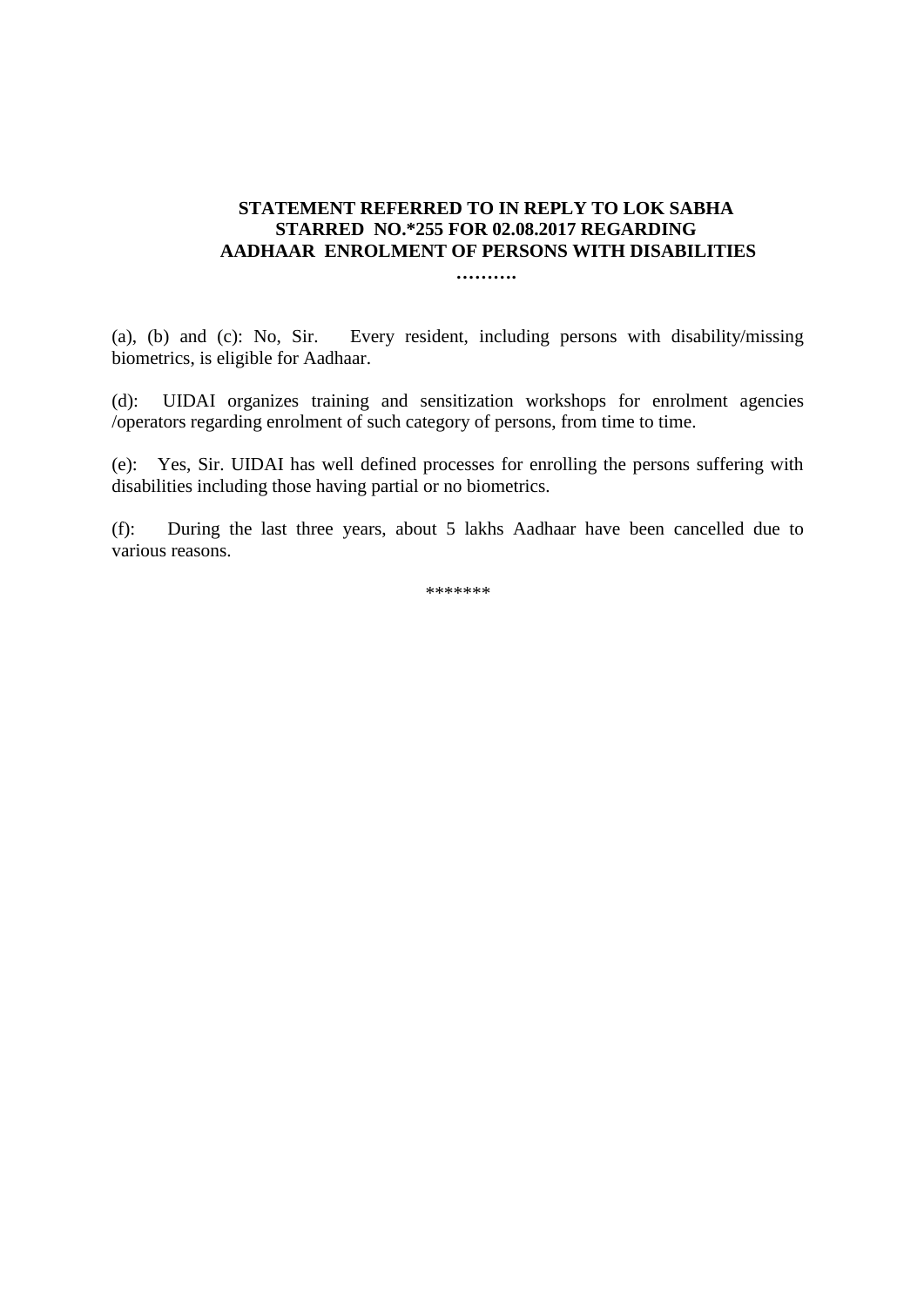**STATEMENT REFERRED TO IN REPLY TO LOK SABHA STARRED NO.*255 FOR 02.08.2017 REGARDING AADHAAR ENROLMENT OF PERSONS WITH DISABILITIES**

**……….**

(a), (b) and (c): No, Sir. Every resident, including persons with disability/missing biometrics, is eligible for Aadhaar.

(d): UIDAI organizes training and sensitization workshops for enrolment agencies /operators regarding enrolment of such category of persons, from time to time.

(e): Yes, Sir. UIDAI has well defined processes for enrolling the persons suffering with disabilities including those having partial or no biometrics.

(f): During the last three years, about 5 lakhs Aadhaar have been cancelled due to various reasons.

*******